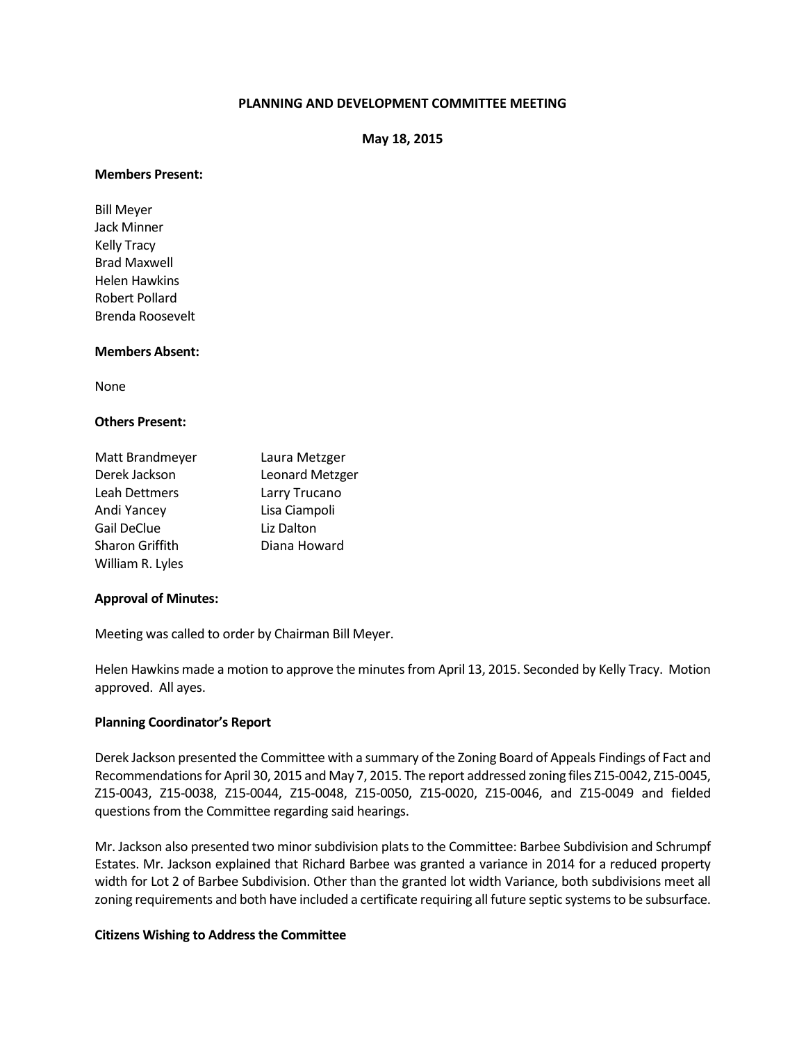**PLANNING AND DEVELOPMENT COMMITTEE MEETING**

**May 18, 2015**

**Members Present:**

Bill Meyer
Jack Minner
Kelly Tracy
Brad Maxwell
Helen Hawkins
Robert Pollard
Brenda Roosevelt

**Members Absent:**

None

**Others Present:**

| | |
|---|---|
| Matt Brandmeyer | Laura Metzger |
| Derek Jackson | Leonard Metzger |
| Leah Dettmers | Larry Trucano |
| Andi Yancey | Lisa Ciampoli |
| Gail DeClue | Liz Dalton |
| Sharon Griffith | Diana Howard |
| William R. Lyles | |

**Approval of Minutes:**

Meeting was called to order by Chairman Bill Meyer.

Helen Hawkins made a motion to approve the minutes from April 13, 2015. Seconded by Kelly Tracy. Motion approved. All ayes.

**Planning Coordinator's Report**

Derek Jackson presented the Committee with a summary of the Zoning Board of Appeals Findings of Fact and Recommendations for April 30, 2015 and May 7, 2015. The report addressed zoning files Z15-0042, Z15-0045, Z15-0043, Z15-0038, Z15-0044, Z15-0048, Z15-0050, Z15-0020, Z15-0046, and Z15-0049 and fielded questions from the Committee regarding said hearings.

Mr. Jackson also presented two minor subdivision plats to the Committee: Barbee Subdivision and Schrumpf Estates. Mr. Jackson explained that Richard Barbee was granted a variance in 2014 for a reduced property width for Lot 2 of Barbee Subdivision. Other than the granted lot width Variance, both subdivisions meet all zoning requirements and both have included a certificate requiring all future septic systems to be subsurface.

**Citizens Wishing to Address the Committee**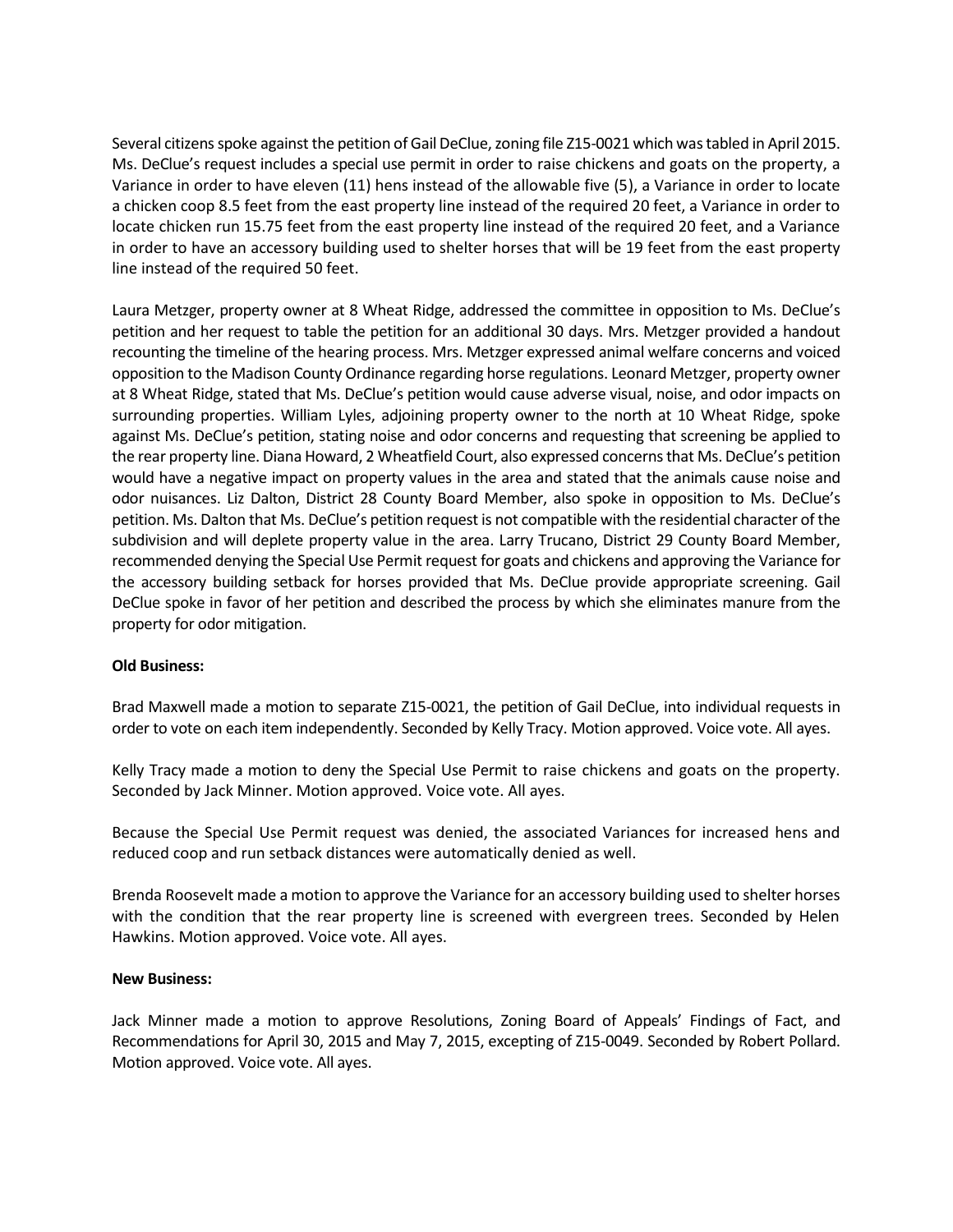Several citizens spoke against the petition of Gail DeClue, zoning file Z15-0021 which was tabled in April 2015. Ms. DeClue's request includes a special use permit in order to raise chickens and goats on the property, a Variance in order to have eleven (11) hens instead of the allowable five (5), a Variance in order to locate a chicken coop 8.5 feet from the east property line instead of the required 20 feet, a Variance in order to locate chicken run 15.75 feet from the east property line instead of the required 20 feet, and a Variance in order to have an accessory building used to shelter horses that will be 19 feet from the east property line instead of the required 50 feet.

Laura Metzger, property owner at 8 Wheat Ridge, addressed the committee in opposition to Ms. DeClue's petition and her request to table the petition for an additional 30 days. Mrs. Metzger provided a handout recounting the timeline of the hearing process. Mrs. Metzger expressed animal welfare concerns and voiced opposition to the Madison County Ordinance regarding horse regulations. Leonard Metzger, property owner at 8 Wheat Ridge, stated that Ms. DeClue's petition would cause adverse visual, noise, and odor impacts on surrounding properties. William Lyles, adjoining property owner to the north at 10 Wheat Ridge, spoke against Ms. DeClue's petition, stating noise and odor concerns and requesting that screening be applied to the rear property line. Diana Howard, 2 Wheatfield Court, also expressed concerns that Ms. DeClue's petition would have a negative impact on property values in the area and stated that the animals cause noise and odor nuisances. Liz Dalton, District 28 County Board Member, also spoke in opposition to Ms. DeClue's petition. Ms. Dalton that Ms. DeClue's petition request is not compatible with the residential character of the subdivision and will deplete property value in the area. Larry Trucano, District 29 County Board Member, recommended denying the Special Use Permit request for goats and chickens and approving the Variance for the accessory building setback for horses provided that Ms. DeClue provide appropriate screening. Gail DeClue spoke in favor of her petition and described the process by which she eliminates manure from the property for odor mitigation.

**Old Business:**

Brad Maxwell made a motion to separate Z15-0021, the petition of Gail DeClue, into individual requests in order to vote on each item independently. Seconded by Kelly Tracy. Motion approved. Voice vote. All ayes.

Kelly Tracy made a motion to deny the Special Use Permit to raise chickens and goats on the property. Seconded by Jack Minner. Motion approved. Voice vote. All ayes.

Because the Special Use Permit request was denied, the associated Variances for increased hens and reduced coop and run setback distances were automatically denied as well.

Brenda Roosevelt made a motion to approve the Variance for an accessory building used to shelter horses with the condition that the rear property line is screened with evergreen trees. Seconded by Helen Hawkins. Motion approved. Voice vote. All ayes.

**New Business:**

Jack Minner made a motion to approve Resolutions, Zoning Board of Appeals' Findings of Fact, and Recommendations for April 30, 2015 and May 7, 2015, excepting of Z15-0049. Seconded by Robert Pollard. Motion approved. Voice vote. All ayes.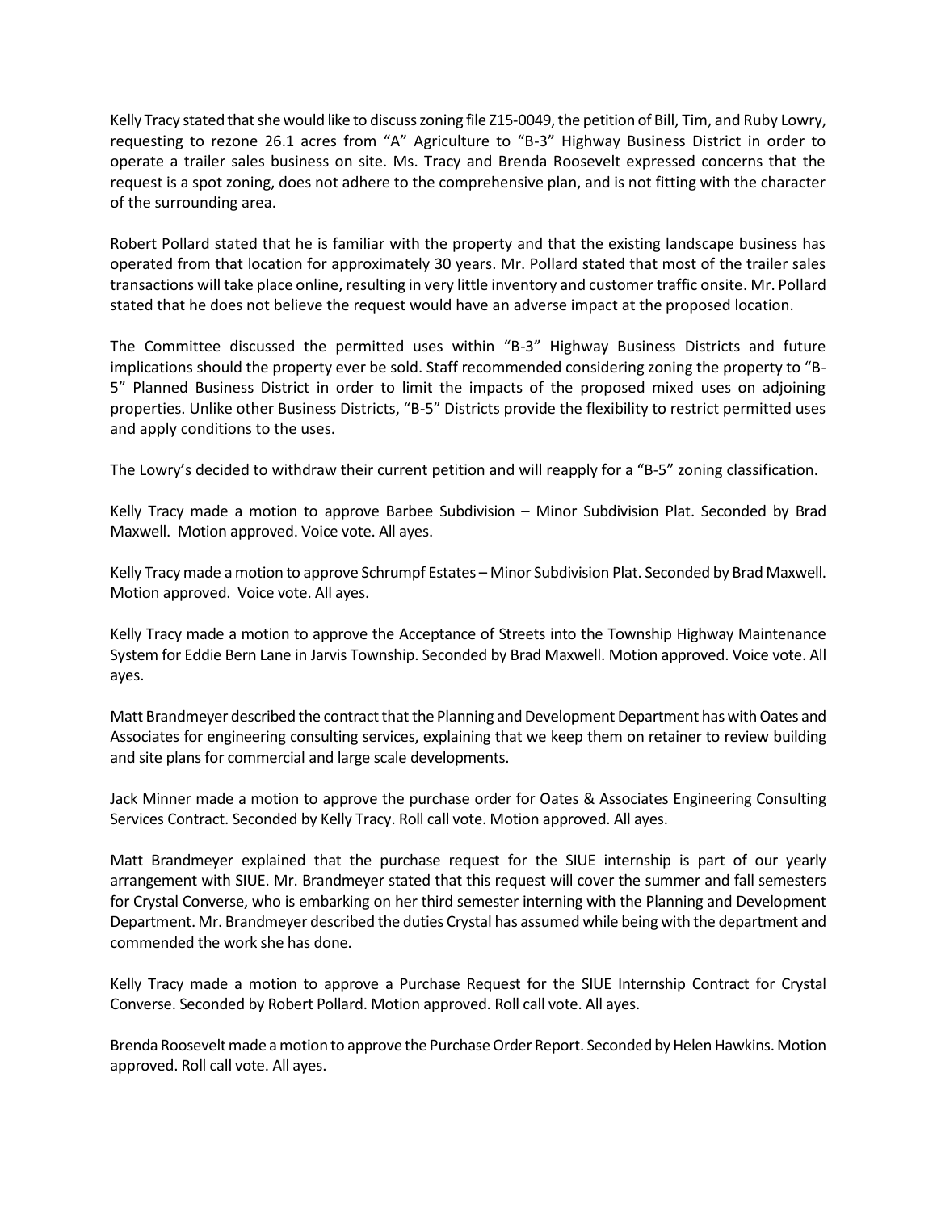Kelly Tracy stated that she would like to discuss zoning file Z15-0049, the petition of Bill, Tim, and Ruby Lowry, requesting to rezone 26.1 acres from "A" Agriculture to "B-3" Highway Business District in order to operate a trailer sales business on site. Ms. Tracy and Brenda Roosevelt expressed concerns that the request is a spot zoning, does not adhere to the comprehensive plan, and is not fitting with the character of the surrounding area.

Robert Pollard stated that he is familiar with the property and that the existing landscape business has operated from that location for approximately 30 years. Mr. Pollard stated that most of the trailer sales transactions will take place online, resulting in very little inventory and customer traffic onsite. Mr. Pollard stated that he does not believe the request would have an adverse impact at the proposed location.

The Committee discussed the permitted uses within "B-3" Highway Business Districts and future implications should the property ever be sold. Staff recommended considering zoning the property to "B-5" Planned Business District in order to limit the impacts of the proposed mixed uses on adjoining properties. Unlike other Business Districts, "B-5" Districts provide the flexibility to restrict permitted uses and apply conditions to the uses.

The Lowry's decided to withdraw their current petition and will reapply for a "B-5" zoning classification.

Kelly Tracy made a motion to approve Barbee Subdivision – Minor Subdivision Plat. Seconded by Brad Maxwell. Motion approved. Voice vote. All ayes.

Kelly Tracy made a motion to approve Schrumpf Estates – Minor Subdivision Plat. Seconded by Brad Maxwell. Motion approved. Voice vote. All ayes.

Kelly Tracy made a motion to approve the Acceptance of Streets into the Township Highway Maintenance System for Eddie Bern Lane in Jarvis Township. Seconded by Brad Maxwell. Motion approved. Voice vote. All ayes.

Matt Brandmeyer described the contract that the Planning and Development Department has with Oates and Associates for engineering consulting services, explaining that we keep them on retainer to review building and site plans for commercial and large scale developments.

Jack Minner made a motion to approve the purchase order for Oates & Associates Engineering Consulting Services Contract. Seconded by Kelly Tracy. Roll call vote. Motion approved. All ayes.

Matt Brandmeyer explained that the purchase request for the SIUE internship is part of our yearly arrangement with SIUE. Mr. Brandmeyer stated that this request will cover the summer and fall semesters for Crystal Converse, who is embarking on her third semester interning with the Planning and Development Department. Mr. Brandmeyer described the duties Crystal has assumed while being with the department and commended the work she has done.

Kelly Tracy made a motion to approve a Purchase Request for the SIUE Internship Contract for Crystal Converse. Seconded by Robert Pollard. Motion approved. Roll call vote. All ayes.

Brenda Roosevelt made a motion to approve the Purchase Order Report. Seconded by Helen Hawkins. Motion approved. Roll call vote. All ayes.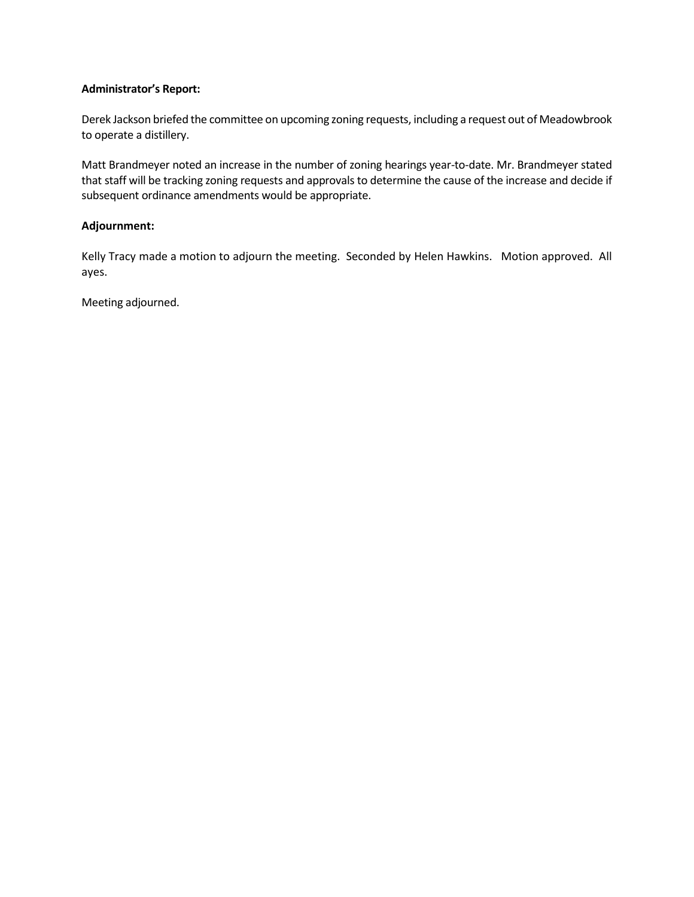**Administrator's Report:**

Derek Jackson briefed the committee on upcoming zoning requests, including a request out of Meadowbrook to operate a distillery.

Matt Brandmeyer noted an increase in the number of zoning hearings year-to-date. Mr. Brandmeyer stated that staff will be tracking zoning requests and approvals to determine the cause of the increase and decide if subsequent ordinance amendments would be appropriate.

**Adjournment:**

Kelly Tracy made a motion to adjourn the meeting. Seconded by Helen Hawkins. Motion approved. All ayes.

Meeting adjourned.